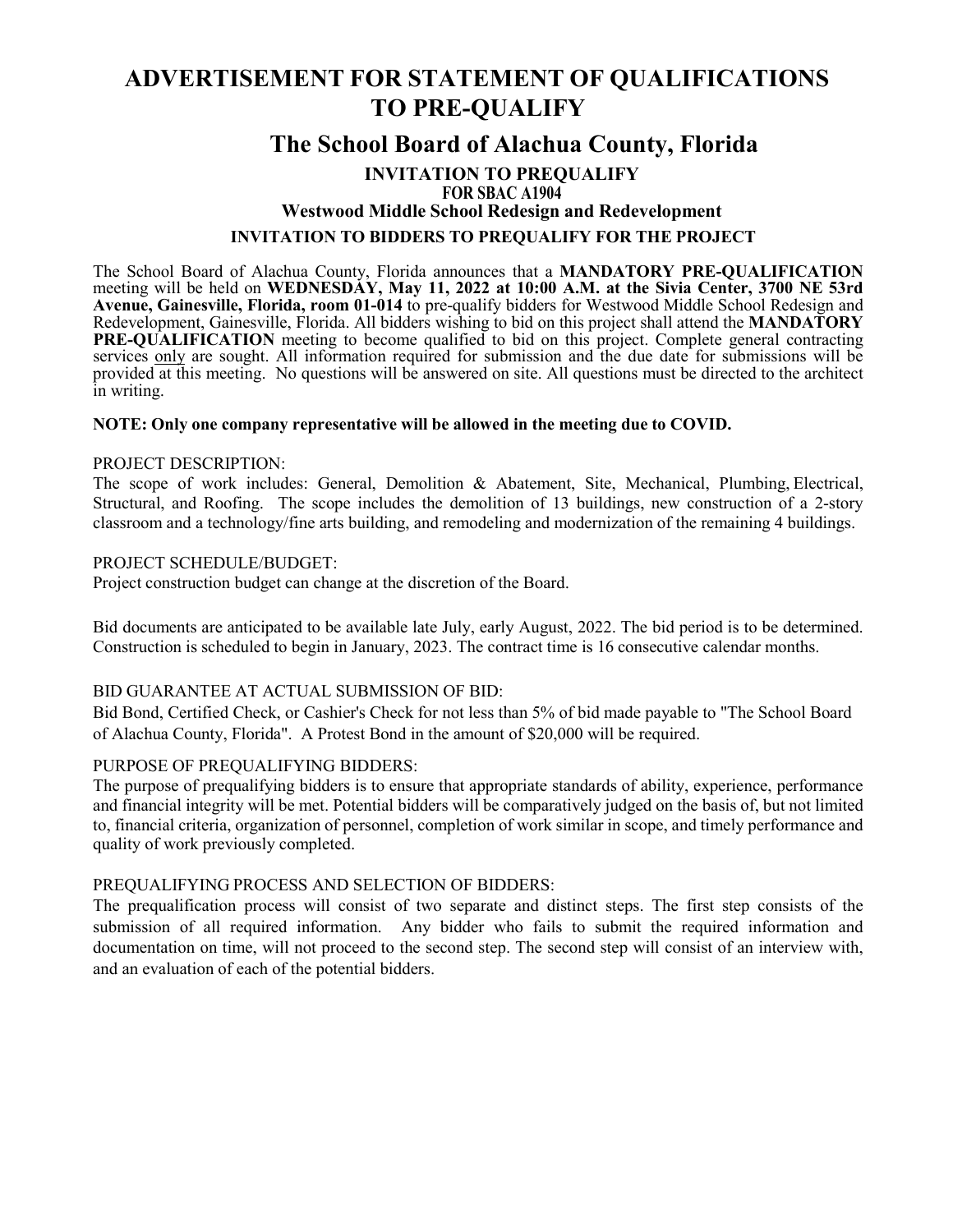# ADVERTISEMENT FOR STATEMENT OF QUALIFICATIONS TO PRE-QUALIFY

## The School Board of Alachua County, Florida

### INVITATION TO PREQUALIFY
### FOR SBAC A1904
### Westwood Middle School Redesign and Redevelopment
### INVITATION TO BIDDERS TO PREQUALIFY FOR THE PROJECT

The School Board of Alachua County, Florida announces that a **MANDATORY PRE-QUALIFICATION** meeting will be held on **WEDNESDAY, May 11, 2022 at 10:00 A.M. at the Sivia Center, 3700 NE 53rd Avenue, Gainesville, Florida, room 01-014** to pre-qualify bidders for Westwood Middle School Redesign and Redevelopment, Gainesville, Florida. All bidders wishing to bid on this project shall attend the **MANDATORY PRE-QUALIFICATION** meeting to become qualified to bid on this project. Complete general contracting services only are sought. All information required for submission and the due date for submissions will be provided at this meeting. No questions will be answered on site. All questions must be directed to the architect in writing.

**NOTE: Only one company representative will be allowed in the meeting due to COVID.**

PROJECT DESCRIPTION:
The scope of work includes: General, Demolition & Abatement, Site, Mechanical, Plumbing, Electrical, Structural, and Roofing. The scope includes the demolition of 13 buildings, new construction of a 2-story classroom and a technology/fine arts building, and remodeling and modernization of the remaining 4 buildings.

PROJECT SCHEDULE/BUDGET:
Project construction budget can change at the discretion of the Board.

Bid documents are anticipated to be available late July, early August, 2022. The bid period is to be determined. Construction is scheduled to begin in January, 2023. The contract time is 16 consecutive calendar months.

BID GUARANTEE AT ACTUAL SUBMISSION OF BID:
Bid Bond, Certified Check, or Cashier's Check for not less than 5% of bid made payable to "The School Board of Alachua County, Florida". A Protest Bond in the amount of $20,000 will be required.

PURPOSE OF PREQUALIFYING BIDDERS:
The purpose of prequalifying bidders is to ensure that appropriate standards of ability, experience, performance and financial integrity will be met. Potential bidders will be comparatively judged on the basis of, but not limited to, financial criteria, organization of personnel, completion of work similar in scope, and timely performance and quality of work previously completed.

PREQUALIFYING PROCESS AND SELECTION OF BIDDERS:
The prequalification process will consist of two separate and distinct steps. The first step consists of the submission of all required information. Any bidder who fails to submit the required information and documentation on time, will not proceed to the second step. The second step will consist of an interview with, and an evaluation of each of the potential bidders.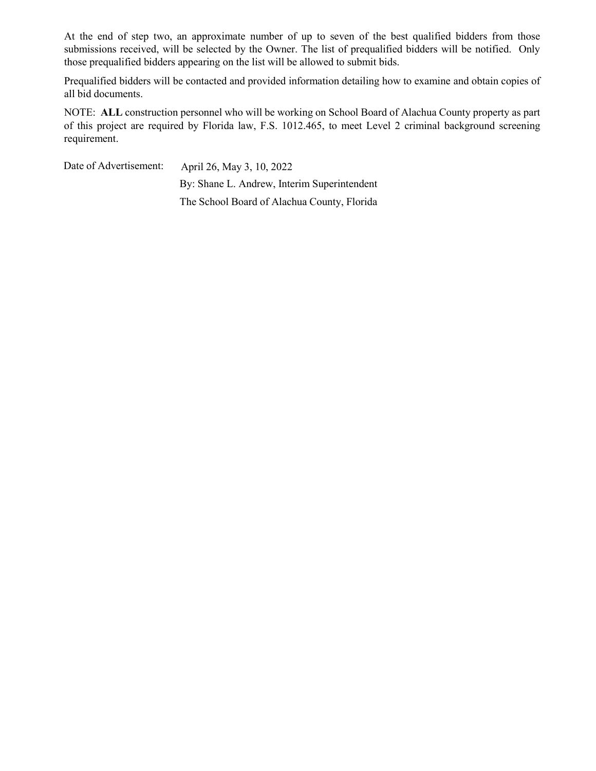At the end of step two, an approximate number of up to seven of the best qualified bidders from those submissions received, will be selected by the Owner. The list of prequalified bidders will be notified. Only those prequalified bidders appearing on the list will be allowed to submit bids.

Prequalified bidders will be contacted and provided information detailing how to examine and obtain copies of all bid documents.

NOTE: **ALL** construction personnel who will be working on School Board of Alachua County property as part of this project are required by Florida law, F.S. 1012.465, to meet Level 2 criminal background screening requirement.

Date of Advertisement: April 26, May 3, 10, 2022

By: Shane L. Andrew, Interim Superintendent

The School Board of Alachua County, Florida